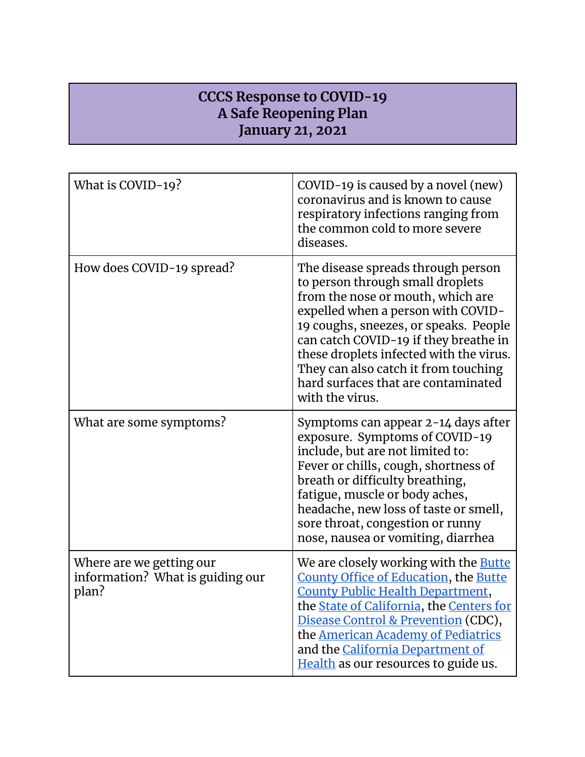# CCCS Response to COVID-19
## A Safe Reopening Plan
## January 21, 2021

| | |
|---|---|
| What is COVID-19? | COVID-19 is caused by a novel (new) coronavirus and is known to cause respiratory infections ranging from the common cold to more severe diseases. |
| How does COVID-19 spread? | The disease spreads through person to person through small droplets from the nose or mouth, which are expelled when a person with COVID-19 coughs, sneezes, or speaks. People can catch COVID-19 if they breathe in these droplets infected with the virus. They can also catch it from touching hard surfaces that are contaminated with the virus. |
| What are some symptoms? | Symptoms can appear 2-14 days after exposure. Symptoms of COVID-19 include, but are not limited to: Fever or chills, cough, shortness of breath or difficulty breathing, fatigue, muscle or body aches, headache, new loss of taste or smell, sore throat, congestion or runny nose, nausea or vomiting, diarrhea |
| Where are we getting our information? What is guiding our plan? | We are closely working with the Butte County Office of Education, the Butte County Public Health Department, the State of California, the Centers for Disease Control & Prevention (CDC), the American Academy of Pediatrics and the California Department of Health as our resources to guide us. |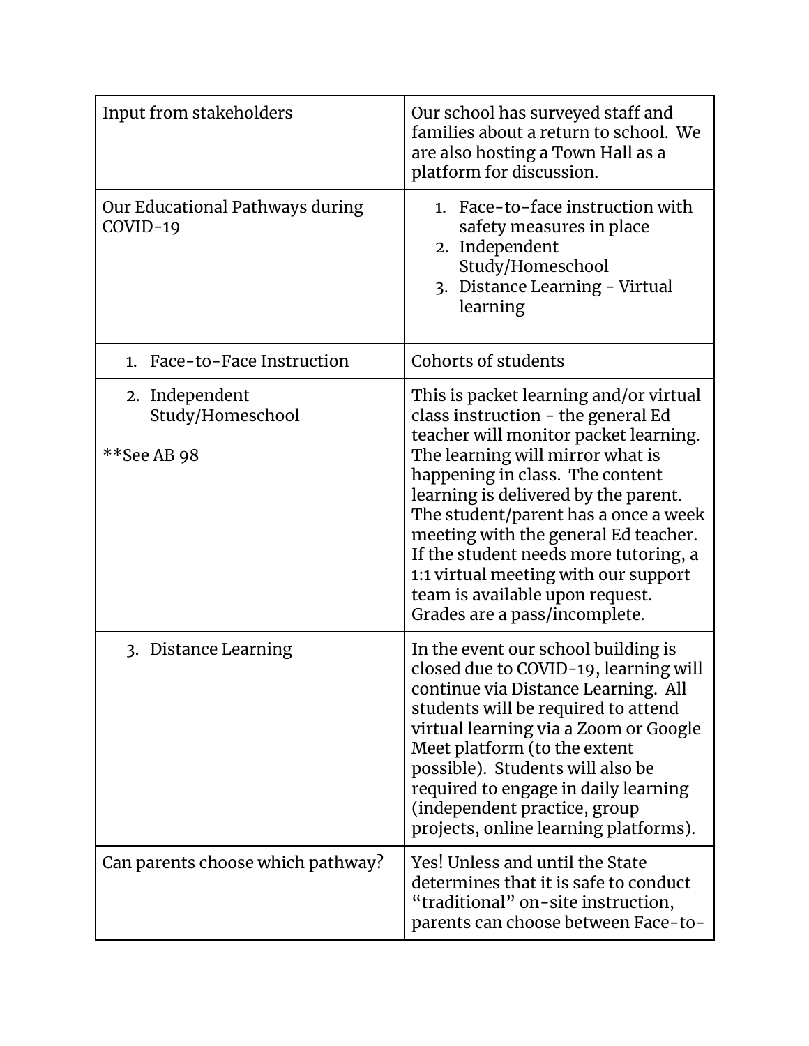| Input from stakeholders | Our school has surveyed staff and families about a return to school. We are also hosting a Town Hall as a platform for discussion. |
|---|---|
| Our Educational Pathways during COVID-19 | 1. Face-to-face instruction with safety measures in place<br>2. Independent Study/Homeschool<br>3. Distance Learning - Virtual learning |
| 1. Face-to-Face Instruction | Cohorts of students |
| 2. Independent Study/Homeschool<br><br>**See AB 98 | This is packet learning and/or virtual class instruction - the general Ed teacher will monitor packet learning. The learning will mirror what is happening in class. The content learning is delivered by the parent. The student/parent has a once a week meeting with the general Ed teacher. If the student needs more tutoring, a 1:1 virtual meeting with our support team is available upon request. Grades are a pass/incomplete. |
| 3. Distance Learning | In the event our school building is closed due to COVID-19, learning will continue via Distance Learning. All students will be required to attend virtual learning via a Zoom or Google Meet platform (to the extent possible). Students will also be required to engage in daily learning (independent practice, group projects, online learning platforms). |
| Can parents choose which pathway? | Yes! Unless and until the State determines that it is safe to conduct "traditional" on-site instruction, parents can choose between Face-to- |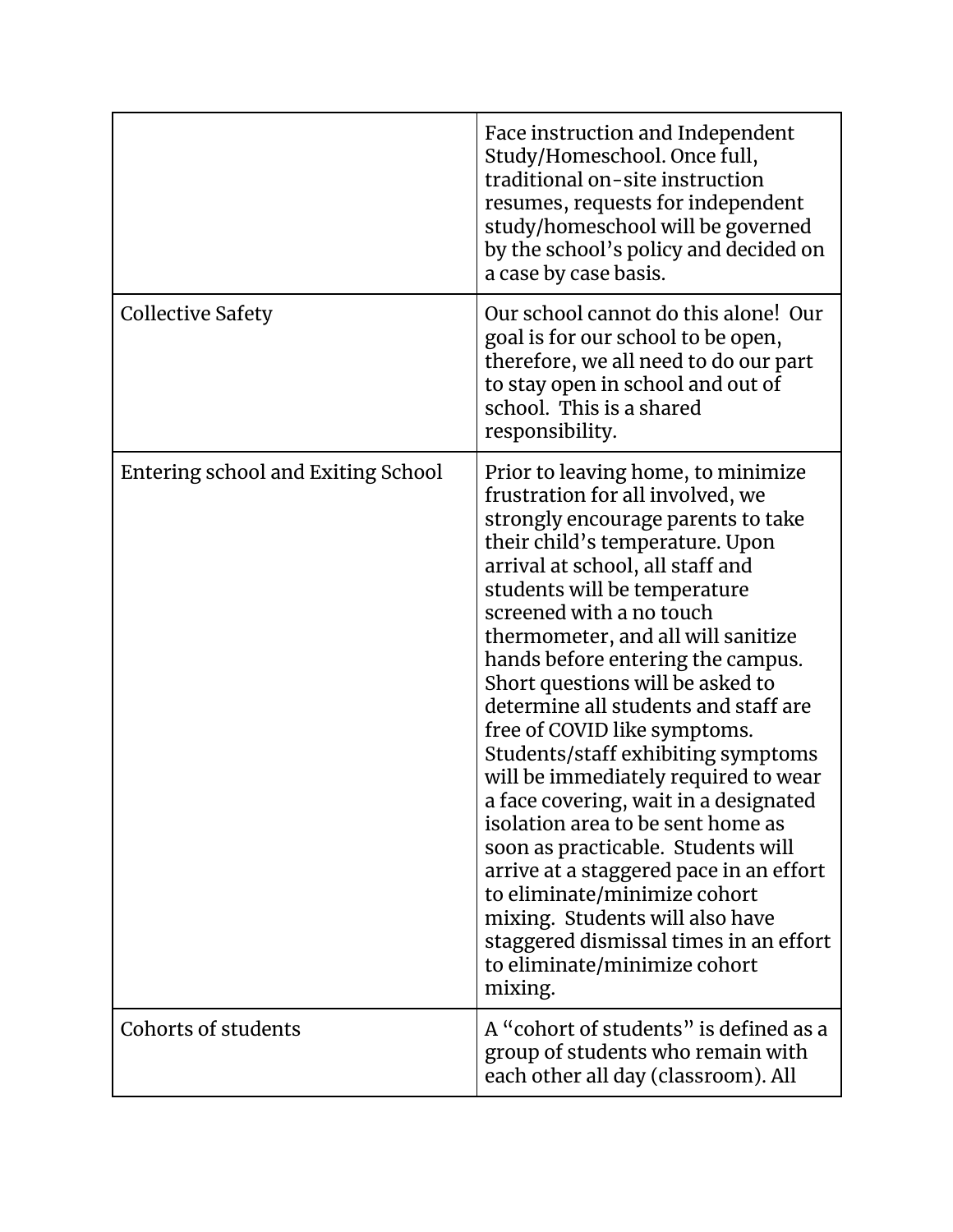| | |
|---|---|
| | Face instruction and Independent Study/Homeschool. Once full, traditional on-site instruction resumes, requests for independent study/homeschool will be governed by the school's policy and decided on a case by case basis. |
| Collective Safety | Our school cannot do this alone! Our goal is for our school to be open, therefore, we all need to do our part to stay open in school and out of school. This is a shared responsibility. |
| Entering school and Exiting School | Prior to leaving home, to minimize frustration for all involved, we strongly encourage parents to take their child's temperature. Upon arrival at school, all staff and students will be temperature screened with a no touch thermometer, and all will sanitize hands before entering the campus. Short questions will be asked to determine all students and staff are free of COVID like symptoms. Students/staff exhibiting symptoms will be immediately required to wear a face covering, wait in a designated isolation area to be sent home as soon as practicable. Students will arrive at a staggered pace in an effort to eliminate/minimize cohort mixing. Students will also have staggered dismissal times in an effort to eliminate/minimize cohort mixing. |
| Cohorts of students | A "cohort of students" is defined as a group of students who remain with each other all day (classroom). All |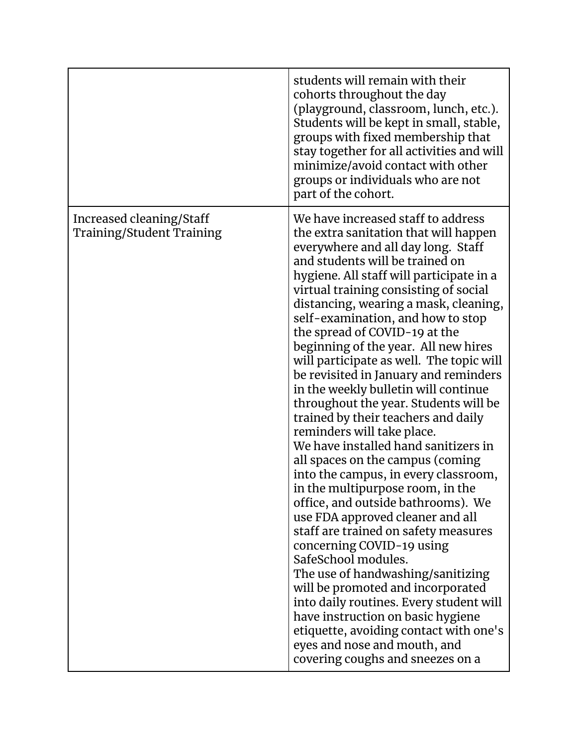| | |
|---|---|
| | students will remain with their cohorts throughout the day (playground, classroom, lunch, etc.). Students will be kept in small, stable, groups with fixed membership that stay together for all activities and will minimize/avoid contact with other groups or individuals who are not part of the cohort. |
| Increased cleaning/Staff Training/Student Training | We have increased staff to address the extra sanitation that will happen everywhere and all day long. Staff and students will be trained on hygiene. All staff will participate in a virtual training consisting of social distancing, wearing a mask, cleaning, self-examination, and how to stop the spread of COVID-19 at the beginning of the year. All new hires will participate as well. The topic will be revisited in January and reminders in the weekly bulletin will continue throughout the year. Students will be trained by their teachers and daily reminders will take place.<br>We have installed hand sanitizers in all spaces on the campus (coming into the campus, in every classroom, in the multipurpose room, in the office, and outside bathrooms). We use FDA approved cleaner and all staff are trained on safety measures concerning COVID-19 using SafeSchool modules.<br>The use of handwashing/sanitizing will be promoted and incorporated into daily routines. Every student will have instruction on basic hygiene etiquette, avoiding contact with one's eyes and nose and mouth, and covering coughs and sneezes on a |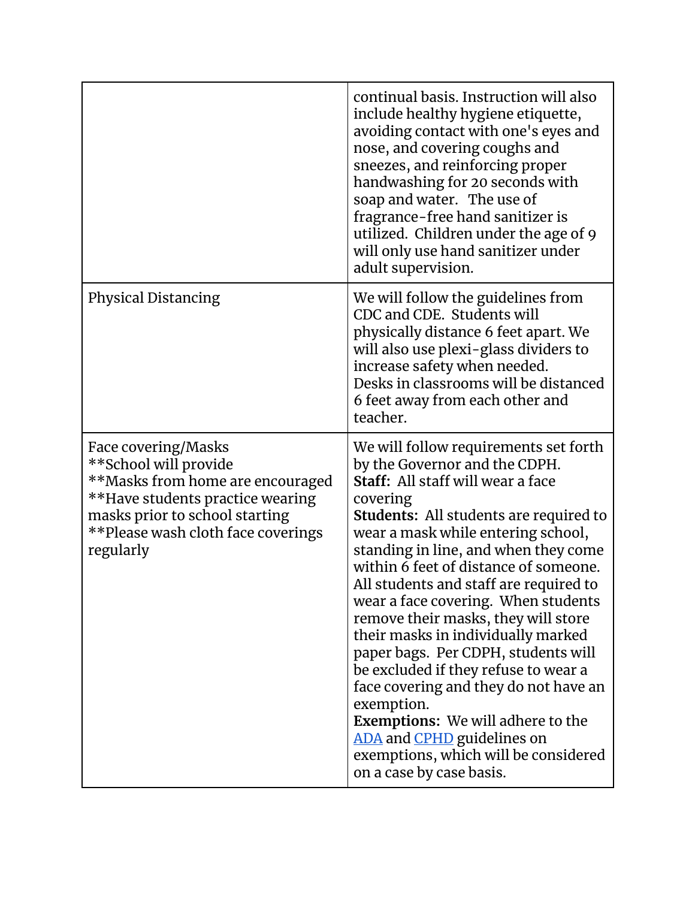| | |
|---|---|
| | continual basis. Instruction will also include healthy hygiene etiquette, avoiding contact with one's eyes and nose, and covering coughs and sneezes, and reinforcing proper handwashing for 20 seconds with soap and water. The use of fragrance-free hand sanitizer is utilized. Children under the age of 9 will only use hand sanitizer under adult supervision. |
| Physical Distancing | We will follow the guidelines from CDC and CDE. Students will physically distance 6 feet apart. We will also use plexi-glass dividers to increase safety when needed.<br>Desks in classrooms will be distanced 6 feet away from each other and teacher. |
| Face covering/Masks<br>**School will provide<br>**Masks from home are encouraged<br>**Have students practice wearing masks prior to school starting<br>**Please wash cloth face coverings regularly | We will follow requirements set forth by the Governor and the CDPH.<br>**Staff:** All staff will wear a face covering<br>**Students:** All students are required to wear a mask while entering school, standing in line, and when they come within 6 feet of distance of someone. All students and staff are required to wear a face covering. When students remove their masks, they will store their masks in individually marked paper bags. Per CDPH, students will be excluded if they refuse to wear a face covering and they do not have an exemption.<br>**Exemptions:** We will adhere to the ADA and CPHD guidelines on exemptions, which will be considered on a case by case basis. |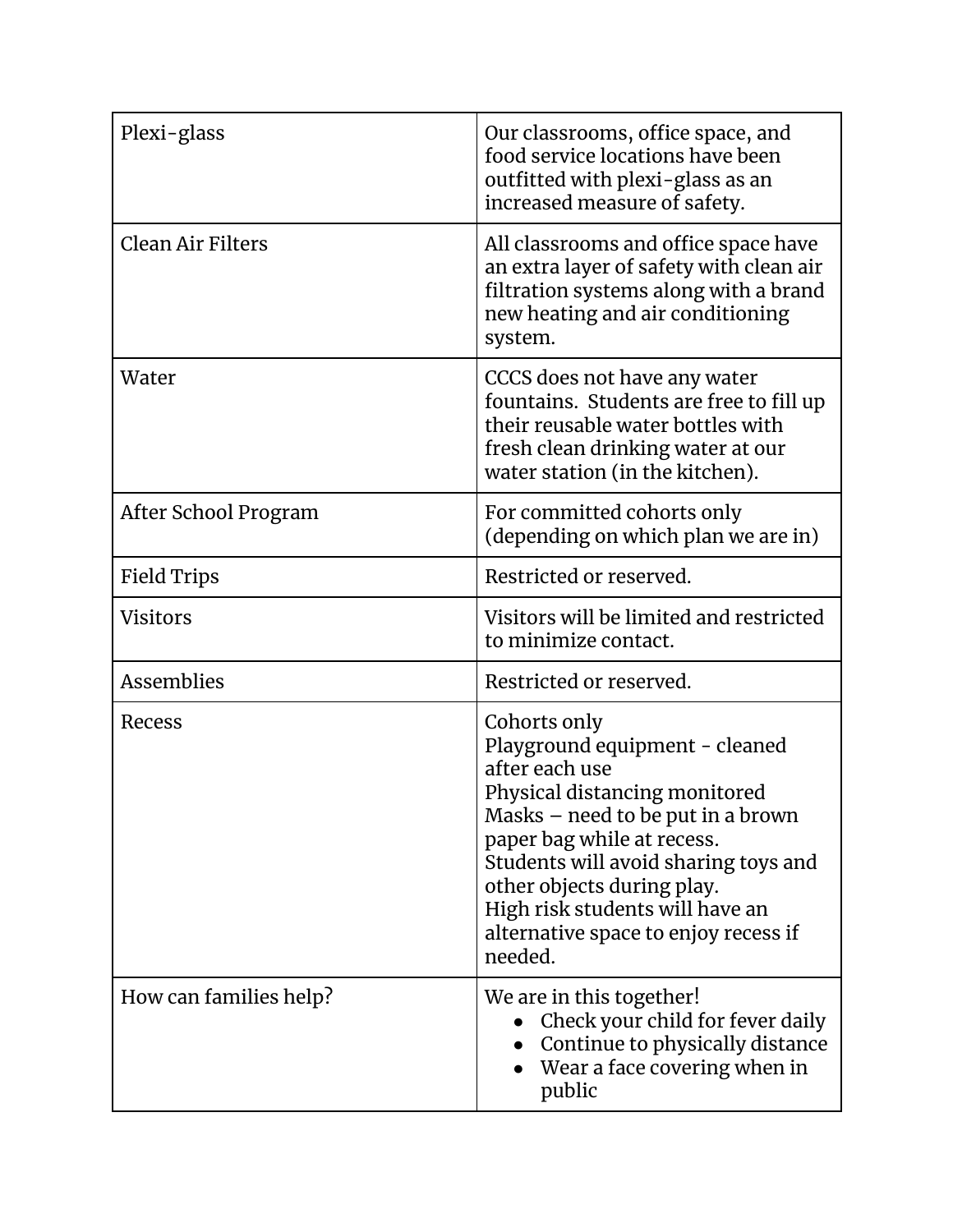| | |
|---|---|
| Plexi-glass | Our classrooms, office space, and food service locations have been outfitted with plexi-glass as an increased measure of safety. |
| Clean Air Filters | All classrooms and office space have an extra layer of safety with clean air filtration systems along with a brand new heating and air conditioning system. |
| Water | CCCS does not have any water fountains. Students are free to fill up their reusable water bottles with fresh clean drinking water at our water station (in the kitchen). |
| After School Program | For committed cohorts only (depending on which plan we are in) |
| Field Trips | Restricted or reserved. |
| Visitors | Visitors will be limited and restricted to minimize contact. |
| Assemblies | Restricted or reserved. |
| Recess | Cohorts only<br>Playground equipment - cleaned after each use<br>Physical distancing monitored<br>Masks – need to be put in a brown paper bag while at recess.<br>Students will avoid sharing toys and other objects during play.<br>High risk students will have an alternative space to enjoy recess if needed. |
| How can families help? | We are in this together!<br>• Check your child for fever daily<br>• Continue to physically distance<br>• Wear a face covering when in public |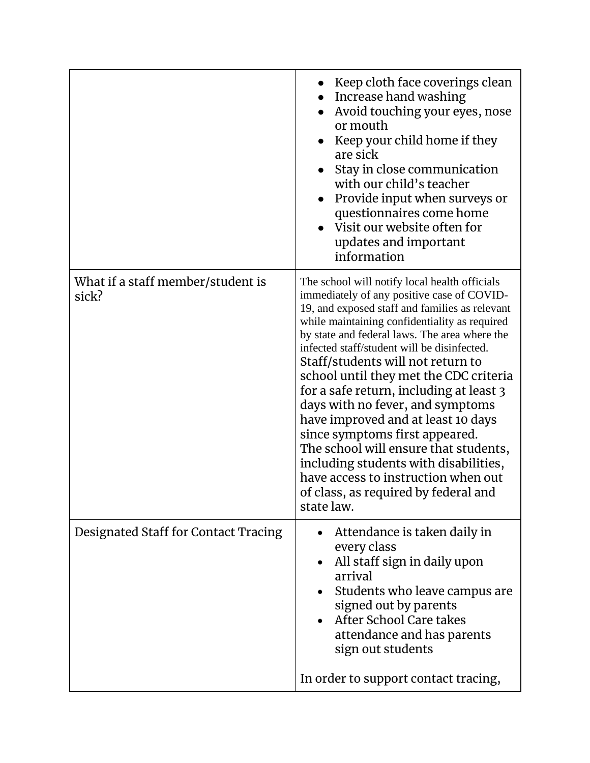| | |
|---|---|
| | • Keep cloth face coverings clean<br>• Increase hand washing<br>• Avoid touching your eyes, nose or mouth<br>• Keep your child home if they are sick<br>• Stay in close communication with our child's teacher<br>• Provide input when surveys or questionnaires come home<br>• Visit our website often for updates and important information |
| What if a staff member/student is sick? | The school will notify local health officials immediately of any positive case of COVID-19, and exposed staff and families as relevant while maintaining confidentiality as required by state and federal laws. The area where the infected staff/student will be disinfected. Staff/students will not return to school until they met the CDC criteria for a safe return, including at least 3 days with no fever, and symptoms have improved and at least 10 days since symptoms first appeared. The school will ensure that students, including students with disabilities, have access to instruction when out of class, as required by federal and state law. |
| Designated Staff for Contact Tracing | • Attendance is taken daily in every class<br>• All staff sign in daily upon arrival<br>• Students who leave campus are signed out by parents<br>• After School Care takes attendance and has parents sign out students<br><br>In order to support contact tracing, |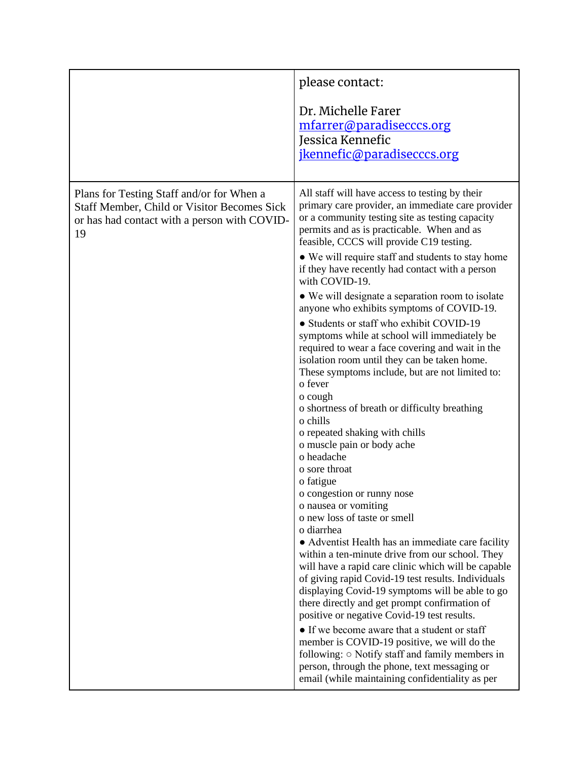| | |
|---|---|
| | please contact:<br><br>Dr. Michelle Farer<br>mfarrer@paradisecccs.org<br>Jessica Kennefic<br>jkennefic@paradisecccs.org |
| Plans for Testing Staff and/or for When a Staff Member, Child or Visitor Becomes Sick or has had contact with a person with COVID-19 | All staff will have access to testing by their primary care provider, an immediate care provider or a community testing site as testing capacity permits and as is practicable. When and as feasible, CCCS will provide C19 testing.<br>● We will require staff and students to stay home if they have recently had contact with a person with COVID-19.<br>● We will designate a separation room to isolate anyone who exhibits symptoms of COVID-19.<br>● Students or staff who exhibit COVID-19 symptoms while at school will immediately be required to wear a face covering and wait in the isolation room until they can be taken home. These symptoms include, but are not limited to:<br>o fever<br>o cough<br>o shortness of breath or difficulty breathing<br>o chills<br>o repeated shaking with chills<br>o muscle pain or body ache<br>o headache<br>o sore throat<br>o fatigue<br>o congestion or runny nose<br>o nausea or vomiting<br>o new loss of taste or smell<br>o diarrhea<br>● Adventist Health has an immediate care facility within a ten-minute drive from our school. They will have a rapid care clinic which will be capable of giving rapid Covid-19 test results. Individuals displaying Covid-19 symptoms will be able to go there directly and get prompt confirmation of positive or negative Covid-19 test results.<br>● If we become aware that a student or staff member is COVID-19 positive, we will do the following: ○ Notify staff and family members in person, through the phone, text messaging or email (while maintaining confidentiality as per |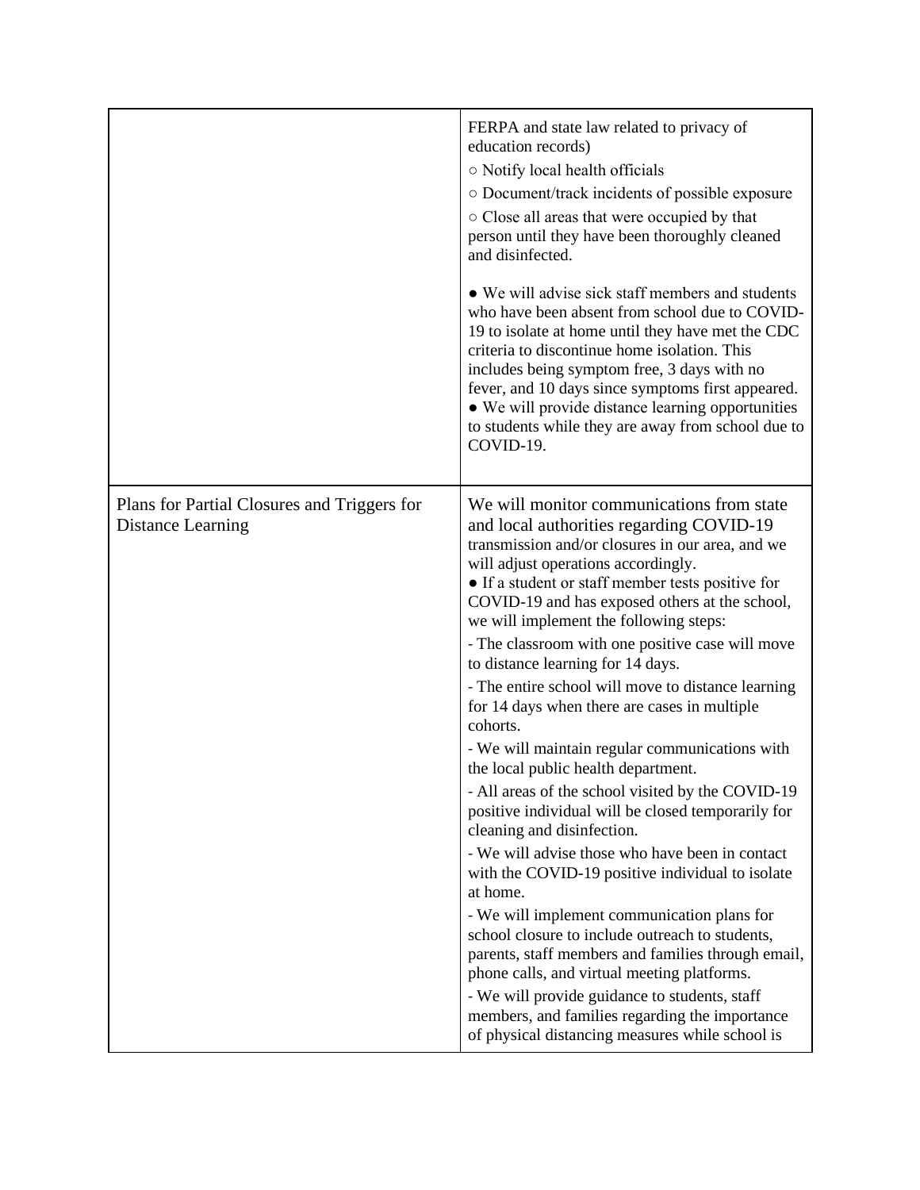|  |  |
| --- | --- |
|  | FERPA and state law related to privacy of education records)<br>○ Notify local health officials<br>○ Document/track incidents of possible exposure<br>○ Close all areas that were occupied by that person until they have been thoroughly cleaned and disinfected.<br><br>● We will advise sick staff members and students who have been absent from school due to COVID-19 to isolate at home until they have met the CDC criteria to discontinue home isolation. This includes being symptom free, 3 days with no fever, and 10 days since symptoms first appeared.<br>● We will provide distance learning opportunities to students while they are away from school due to COVID-19. |
| Plans for Partial Closures and Triggers for Distance Learning | We will monitor communications from state and local authorities regarding COVID-19 transmission and/or closures in our area, and we will adjust operations accordingly.<br>● If a student or staff member tests positive for COVID-19 and has exposed others at the school, we will implement the following steps:<br>- The classroom with one positive case will move to distance learning for 14 days.<br>- The entire school will move to distance learning for 14 days when there are cases in multiple cohorts.<br>- We will maintain regular communications with the local public health department.<br>- All areas of the school visited by the COVID-19 positive individual will be closed temporarily for cleaning and disinfection.<br>- We will advise those who have been in contact with the COVID-19 positive individual to isolate at home.<br>- We will implement communication plans for school closure to include outreach to students, parents, staff members and families through email, phone calls, and virtual meeting platforms.<br>- We will provide guidance to students, staff members, and families regarding the importance of physical distancing measures while school is |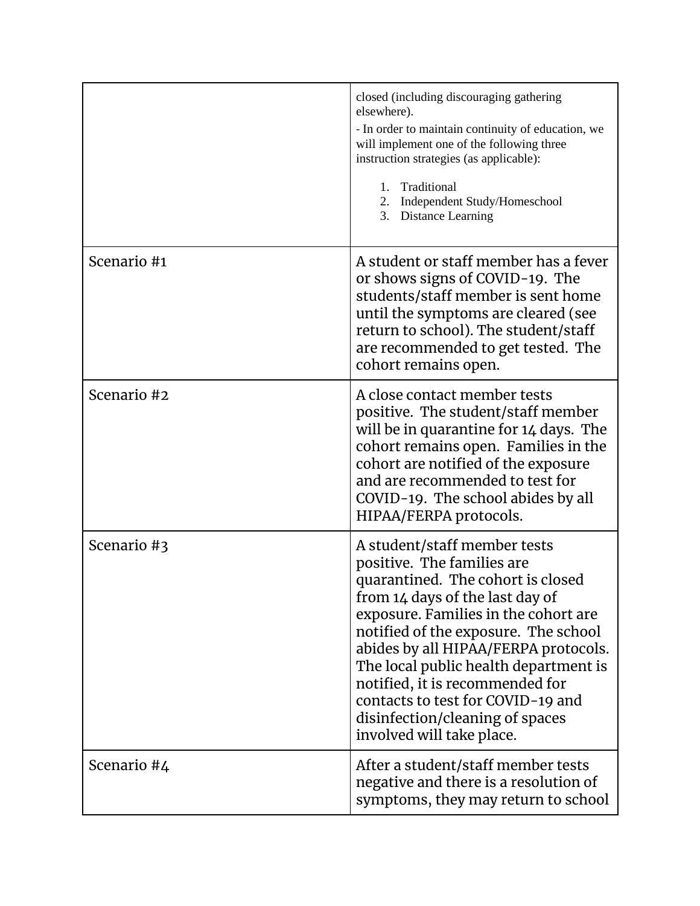| | |
|---|---|
| | closed (including discouraging gathering elsewhere).<br>- In order to maintain continuity of education, we will implement one of the following three instruction strategies (as applicable):<br>1. Traditional<br>2. Independent Study/Homeschool<br>3. Distance Learning |
| Scenario #1 | A student or staff member has a fever or shows signs of COVID-19. The students/staff member is sent home until the symptoms are cleared (see return to school). The student/staff are recommended to get tested. The cohort remains open. |
| Scenario #2 | A close contact member tests positive. The student/staff member will be in quarantine for 14 days. The cohort remains open. Families in the cohort are notified of the exposure and are recommended to test for COVID-19. The school abides by all HIPAA/FERPA protocols. |
| Scenario #3 | A student/staff member tests positive. The families are quarantined. The cohort is closed from 14 days of the last day of exposure. Families in the cohort are notified of the exposure. The school abides by all HIPAA/FERPA protocols. The local public health department is notified, it is recommended for contacts to test for COVID-19 and disinfection/cleaning of spaces involved will take place. |
| Scenario #4 | After a student/staff member tests negative and there is a resolution of symptoms, they may return to school |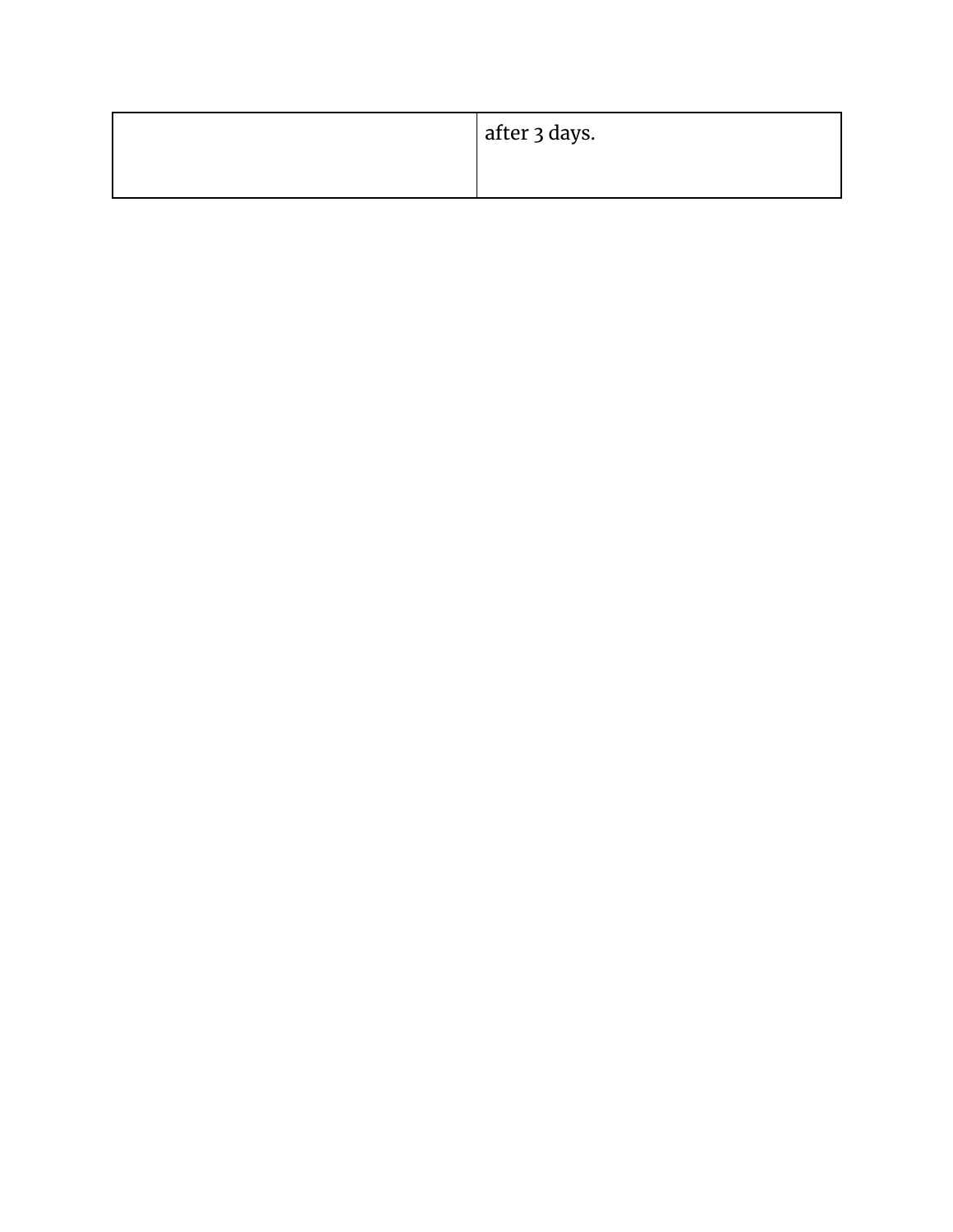| | |
|---|---|
| | after 3 days. |